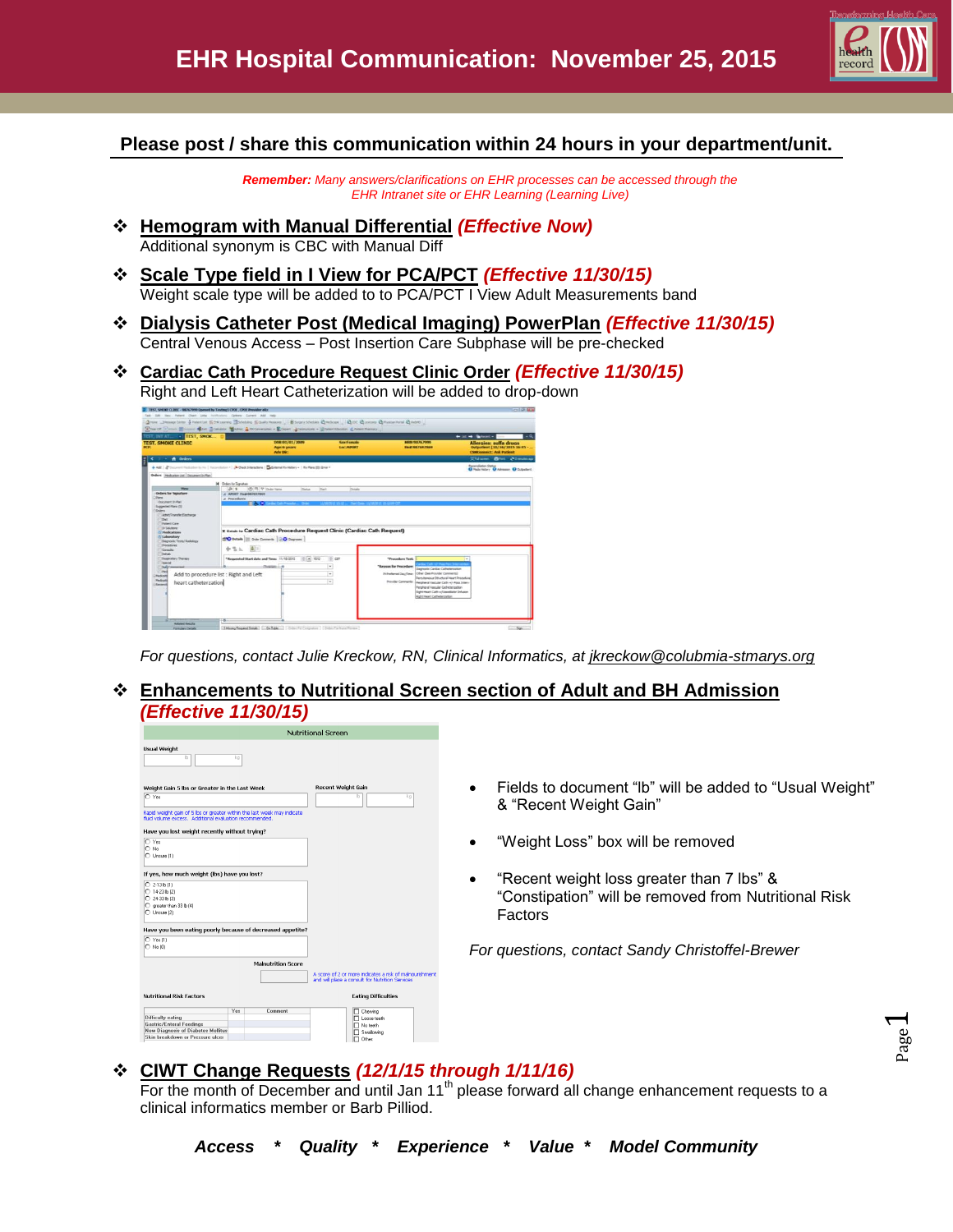# EHR Hospital Communication: November 25, 2015

**Please post / share this communication within 24 hours in your department/unit.**

***Remember:*** *Many answers/clarifications on EHR processes can be accessed through the EHR Intranet site or EHR Learning (Learning Live)*

- **Hemogram with Manual Differential** ***(Effective Now)***
  Additional synonym is CBC with Manual Diff

- **Scale Type field in I View for PCA/PCT** ***(Effective 11/30/15)***
  Weight scale type will be added to to PCA/PCT I View Adult Measurements band

- **Dialysis Catheter Post (Medical Imaging) PowerPlan** ***(Effective 11/30/15)***
  Central Venous Access – Post Insertion Care Subphase will be pre-checked

- **Cardiac Cath Procedure Request Clinic Order** ***(Effective 11/30/15)***
  Right and Left Heart Catheterization will be added to drop-down

*For questions, contact Julie Kreckow, RN, Clinical Informatics, at jkreckow@colubmia-stmarys.org*

- **Enhancements to Nutritional Screen section of Adult and BH Admission** ***(Effective 11/30/15)***

  - Fields to document "lb" will be added to "Usual Weight" & "Recent Weight Gain"
  - "Weight Loss" box will be removed
  - "Recent weight loss greater than 7 lbs" & "Constipation" will be removed from Nutritional Risk Factors

  *For questions, contact Sandy Christoffel-Brewer*

- **CIWT Change Requests** ***(12/1/15 through 1/11/16)***
  For the month of December and until Jan 11th please forward all change enhancement requests to a clinical informatics member or Barb Pilliod.

***Access * Quality * Experience * Value * Model Community***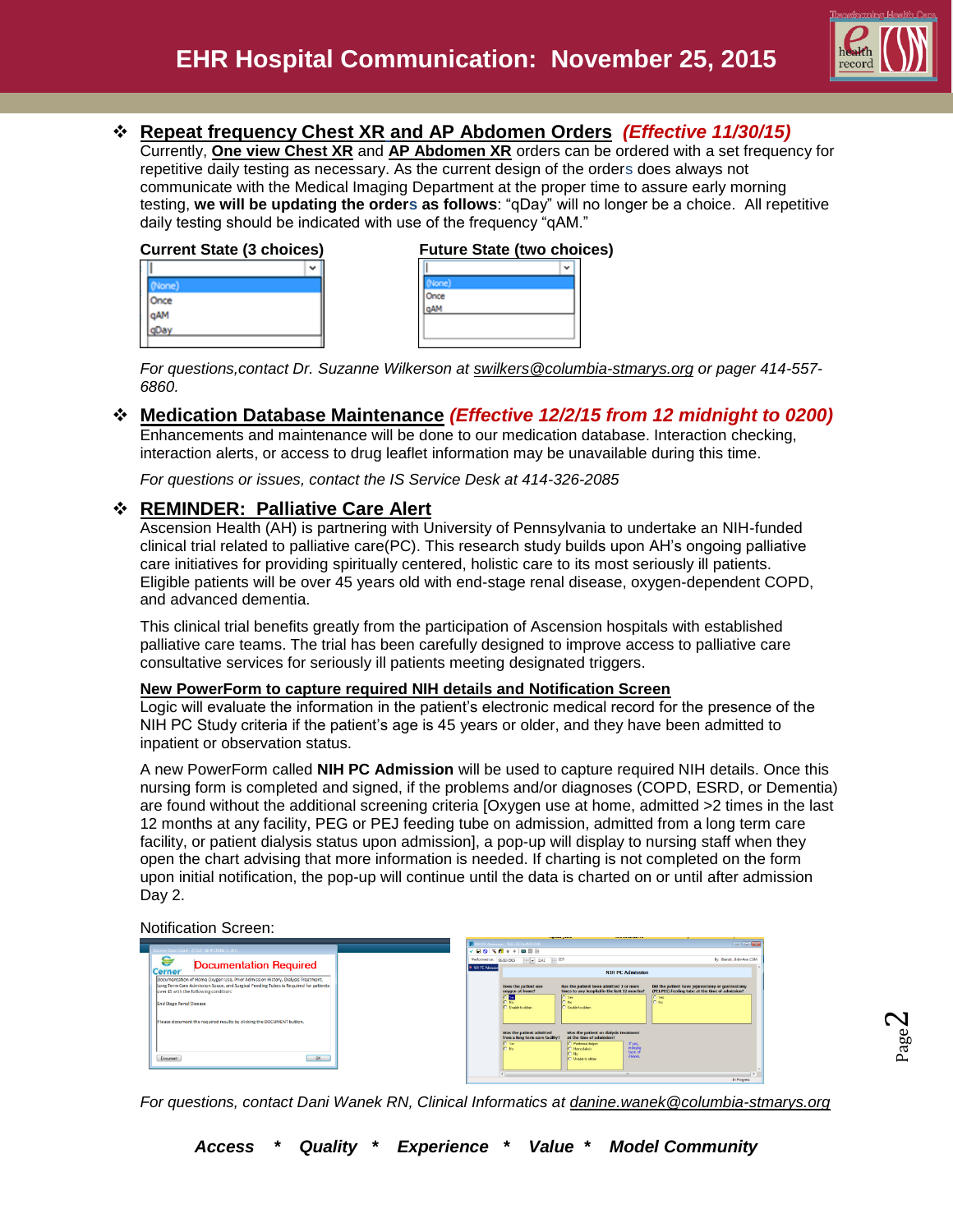# EHR Hospital Communication: November 25, 2015

## Repeat frequency Chest XR and AP Abdomen Orders *(Effective 11/30/15)*

Currently, **One view Chest XR** and **AP Abdomen XR** orders can be ordered with a set frequency for repetitive daily testing as necessary. As the current design of the orders does always not communicate with the Medical Imaging Department at the proper time to assure early morning testing, **we will be updating the orders as follows**: "qDay" will no longer be a choice. All repetitive daily testing should be indicated with use of the frequency "qAM."

**Current State (3 choices)**

- (None)
- Once
- qAM
- qDay

**Future State (two choices)**

- (None)
- Once
- qAM

*For questions,contact Dr. Suzanne Wilkerson at swilkers@columbia-stmarys.org or pager 414-557-6860.*

## Medication Database Maintenance *(Effective 12/2/15 from 12 midnight to 0200)*

Enhancements and maintenance will be done to our medication database. Interaction checking, interaction alerts, or access to drug leaflet information may be unavailable during this time.

*For questions or issues, contact the IS Service Desk at 414-326-2085*

## REMINDER: Palliative Care Alert

Ascension Health (AH) is partnering with University of Pennsylvania to undertake an NIH-funded clinical trial related to palliative care(PC). This research study builds upon AH's ongoing palliative care initiatives for providing spiritually centered, holistic care to its most seriously ill patients. Eligible patients will be over 45 years old with end-stage renal disease, oxygen-dependent COPD, and advanced dementia.

This clinical trial benefits greatly from the participation of Ascension hospitals with established palliative care teams. The trial has been carefully designed to improve access to palliative care consultative services for seriously ill patients meeting designated triggers.

### New PowerForm to capture required NIH details and Notification Screen

Logic will evaluate the information in the patient's electronic medical record for the presence of the NIH PC Study criteria if the patient's age is 45 years or older, and they have been admitted to inpatient or observation status.

A new PowerForm called **NIH PC Admission** will be used to capture required NIH details. Once this nursing form is completed and signed, if the problems and/or diagnoses (COPD, ESRD, or Dementia) are found without the additional screening criteria [Oxygen use at home, admitted >2 times in the last 12 months at any facility, PEG or PEJ feeding tube on admission, admitted from a long term care facility, or patient dialysis status upon admission], a pop-up will display to nursing staff when they open the chart advising that more information is needed. If charting is not completed on the form upon initial notification, the pop-up will continue until the data is charted on or until after admission Day 2.

Notification Screen:

*For questions, contact Dani Wanek RN, Clinical Informatics at danine.wanek@columbia-stmarys.org*

***Access * Quality * Experience * Value * Model Community***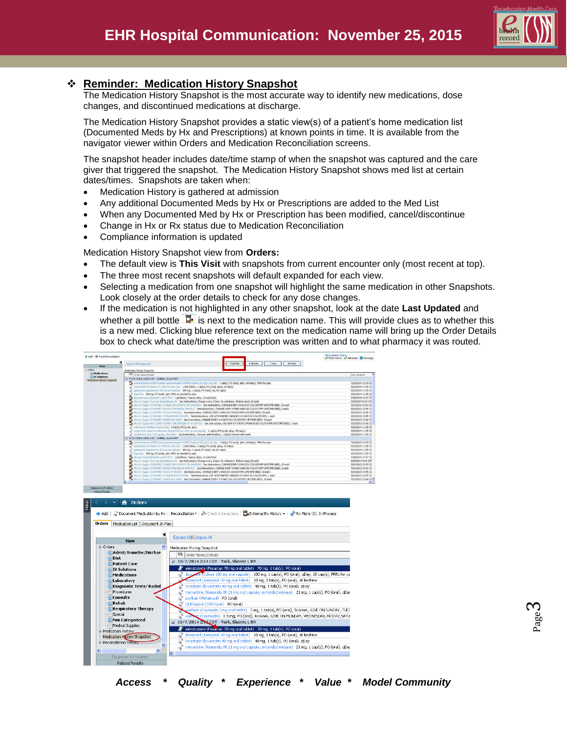## Reminder: Medication History Snapshot

The Medication History Snapshot is the most accurate way to identify new medications, dose changes, and discontinued medications at discharge.

The Medication History Snapshot provides a static view(s) of a patient's home medication list (Documented Meds by Hx and Prescriptions) at known points in time. It is available from the navigator viewer within Orders and Medication Reconciliation screens.

The snapshot header includes date/time stamp of when the snapshot was captured and the care giver that triggered the snapshot. The Medication History Snapshot shows med list at certain dates/times. Snapshots are taken when:

- Medication History is gathered at admission
- Any additional Documented Meds by Hx or Prescriptions are added to the Med List
- When any Documented Med by Hx or Prescription has been modified, cancel/discontinue
- Change in Hx or Rx status due to Medication Reconciliation
- Compliance information is updated

Medication History Snapshot view from **Orders:**

- The default view is **This Visit** with snapshots from current encounter only (most recent at top).
- The three most recent snapshots will default expanded for each view.
- Selecting a medication from one snapshot will highlight the same medication in other Snapshots. Look closely at the order details to check for any dose changes.
- If the medication is not highlighted in any other snapshot, look at the date **Last Updated** and whether a pill bottle is next to the medication name. This will provide clues as to whether this is a new med. Clicking blue reference text on the medication name will bring up the Order Details box to check what date/time the prescription was written and to what pharmacy it was routed.

*Access * Quality * Experience * Value * Model Community*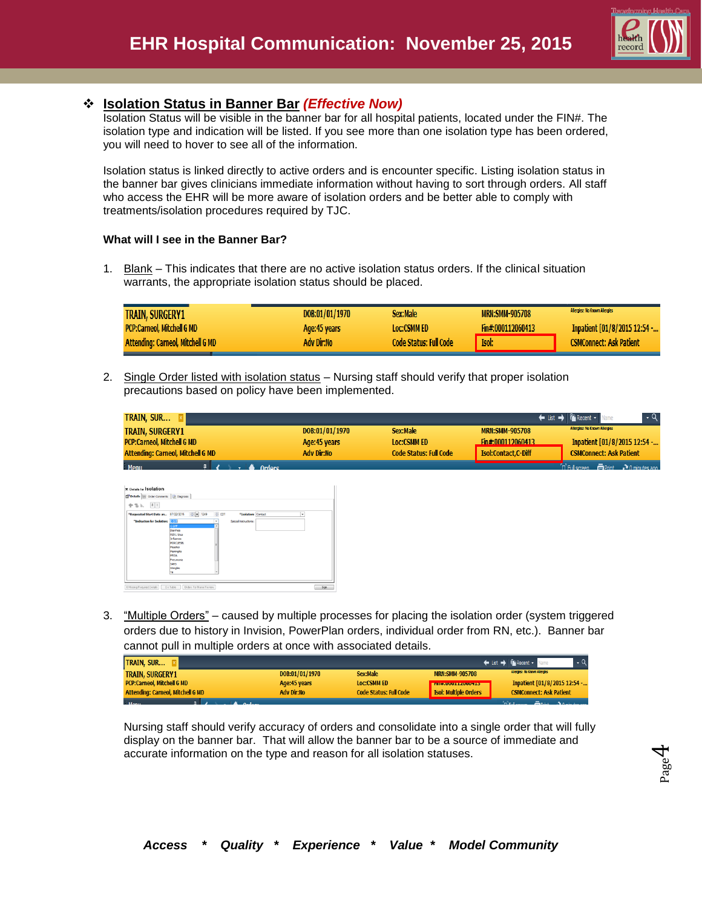❖ **Isolation Status in Banner Bar** ***(Effective Now)***

Isolation Status will be visible in the banner bar for all hospital patients, located under the FIN#. The isolation type and indication will be listed. If you see more than one isolation type has been ordered, you will need to hover to see all of the information.

Isolation status is linked directly to active orders and is encounter specific. Listing isolation status in the banner bar gives clinicians immediate information without having to sort through orders. All staff who access the EHR will be more aware of isolation orders and be better able to comply with treatments/isolation procedures required by TJC.

**What will I see in the Banner Bar?**

1. Blank – This indicates that there are no active isolation status orders. If the clinical situation warrants, the appropriate isolation status should be placed.

2. Single Order listed with isolation status – Nursing staff should verify that proper isolation precautions based on policy have been implemented.

3. "Multiple Orders" – caused by multiple processes for placing the isolation order (system triggered orders due to history in Invision, PowerPlan orders, individual order from RN, etc.). Banner bar cannot pull in multiple orders at once with associated details.

   Nursing staff should verify accuracy of orders and consolidate into a single order that will fully display on the banner bar. That will allow the banner bar to be a source of immediate and accurate information on the type and reason for all isolation statuses.

***Access * Quality * Experience * Value * Model Community***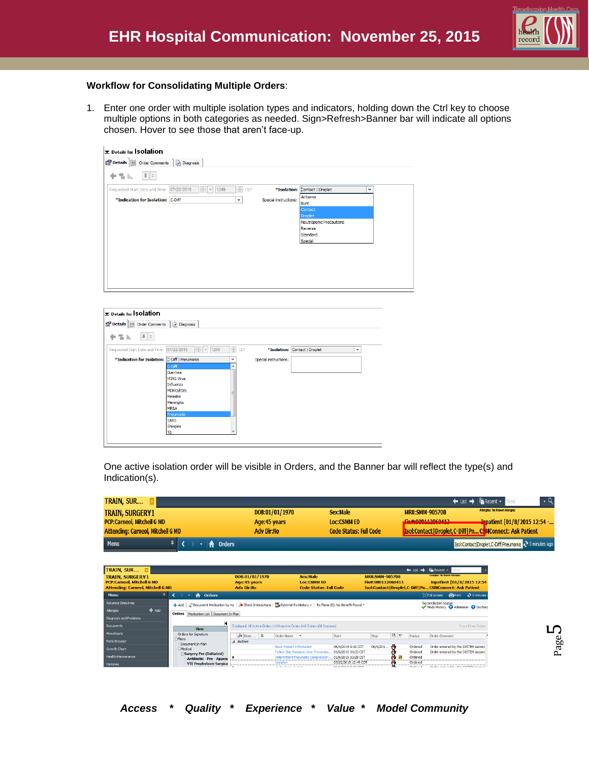# EHR Hospital Communication: November 25, 2015

**Workflow for Consolidating Multiple Orders**:

1. Enter one order with multiple isolation types and indicators, holding down the Ctrl key to choose multiple options in both categories as needed. Sign>Refresh>Banner bar will indicate all options chosen. Hover to see those that aren't face-up.

One active isolation order will be visible in Orders, and the Banner bar will reflect the type(s) and Indication(s).

***Access * Quality * Experience * Value * Model Community***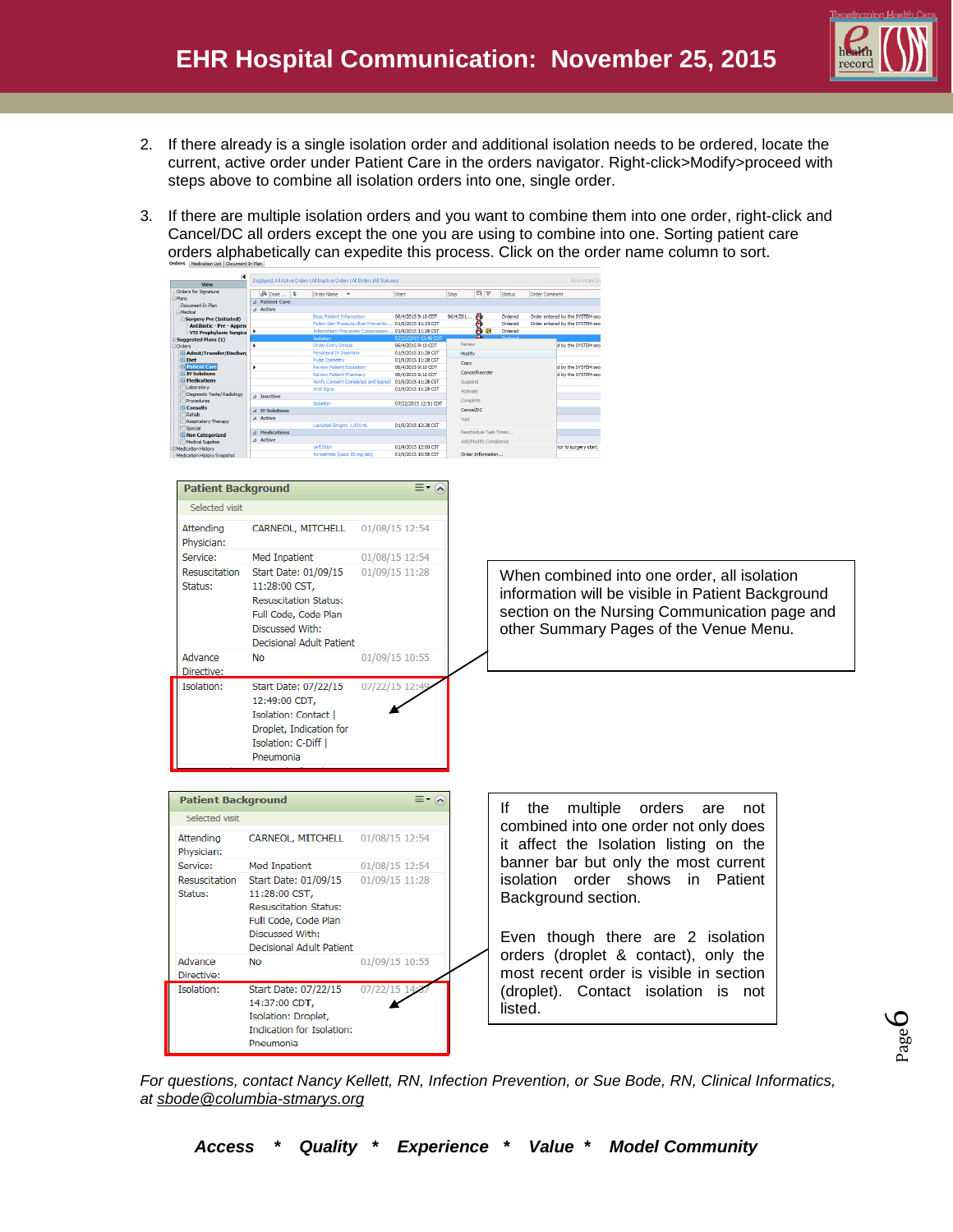2. If there already is a single isolation order and additional isolation needs to be ordered, locate the current, active order under Patient Care in the orders navigator. Right-click>Modify>proceed with steps above to combine all isolation orders into one, single order.

3. If there are multiple isolation orders and you want to combine them into one order, right-click and Cancel/DC all orders except the one you are using to combine into one. Sorting patient care orders alphabetically can expedite this process. Click on the order name column to sort.

**Patient Background**

Selected visit

| | | |
|---|---|---|
| Attending Physician: | CARNEOL, MITCHELL | 01/08/15 12:54 |
| Service: | Med Inpatient | 01/08/15 12:54 |
| Resuscitation Status: | Start Date: 01/09/15 11:28:00 CST, Resuscitation Status: Full Code, Code Plan Discussed With: Decisional Adult Patient | 01/09/15 11:28 |
| Advance Directive: | No | 01/09/15 10:55 |
| Isolation: | Start Date: 07/22/15 12:49:00 CDT, Isolation: Contact \| Droplet, Indication for Isolation: C-Diff \| Pneumonia | 07/22/15 12:49 |

When combined into one order, all isolation information will be visible in Patient Background section on the Nursing Communication page and other Summary Pages of the Venue Menu.

**Patient Background**

Selected visit

| | | |
|---|---|---|
| Attending Physician: | CARNEOL, MITCHELL | 01/08/15 12:54 |
| Service: | Med Inpatient | 01/08/15 12:54 |
| Resuscitation Status: | Start Date: 01/09/15 11:28:00 CST, Resuscitation Status: Full Code, Code Plan Discussed With: Decisional Adult Patient | 01/09/15 11:28 |
| Advance Directive: | No | 01/09/15 10:55 |
| Isolation: | Start Date: 07/22/15 14:37:00 CDT, Isolation: Droplet, Indication for Isolation: Pneumonia | 07/22/15 14:37 |

If the multiple orders are not combined into one order not only does it affect the Isolation listing on the banner bar but only the most current isolation order shows in Patient Background section.

Even though there are 2 isolation orders (droplet & contact), only the most recent order is visible in section (droplet). Contact isolation is not listed.

*For questions, contact Nancy Kellett, RN, Infection Prevention, or Sue Bode, RN, Clinical Informatics, at sbode@columbia-stmarys.org*

***Access * Quality * Experience * Value * Model Community***